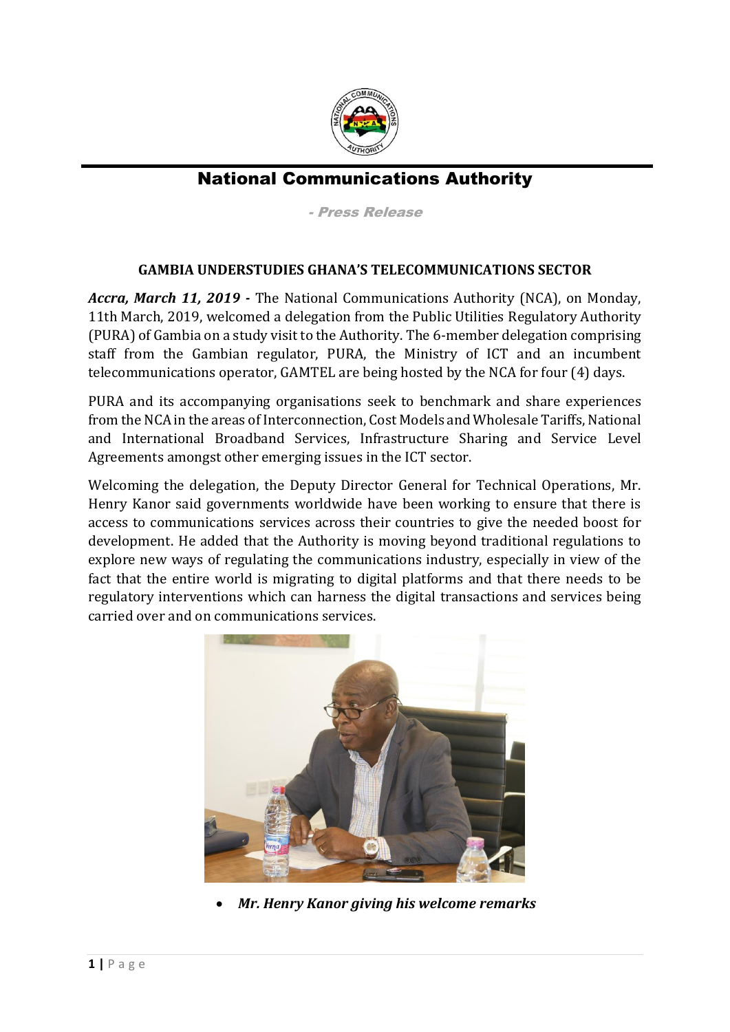# National Communications Authority

*- Press Release*

## GAMBIA UNDERSTUDIES GHANA'S TELECOMMUNICATIONS SECTOR

***Accra, March 11, 2019 -*** The National Communications Authority (NCA), on Monday, 11th March, 2019, welcomed a delegation from the Public Utilities Regulatory Authority (PURA) of Gambia on a study visit to the Authority. The 6-member delegation comprising staff from the Gambian regulator, PURA, the Ministry of ICT and an incumbent telecommunications operator, GAMTEL are being hosted by the NCA for four (4) days.

PURA and its accompanying organisations seek to benchmark and share experiences from the NCA in the areas of Interconnection, Cost Models and Wholesale Tariffs, National and International Broadband Services, Infrastructure Sharing and Service Level Agreements amongst other emerging issues in the ICT sector.

Welcoming the delegation, the Deputy Director General for Technical Operations, Mr. Henry Kanor said governments worldwide have been working to ensure that there is access to communications services across their countries to give the needed boost for development. He added that the Authority is moving beyond traditional regulations to explore new ways of regulating the communications industry, especially in view of the fact that the entire world is migrating to digital platforms and that there needs to be regulatory interventions which can harness the digital transactions and services being carried over and on communications services.

- ***Mr. Henry Kanor giving his welcome remarks***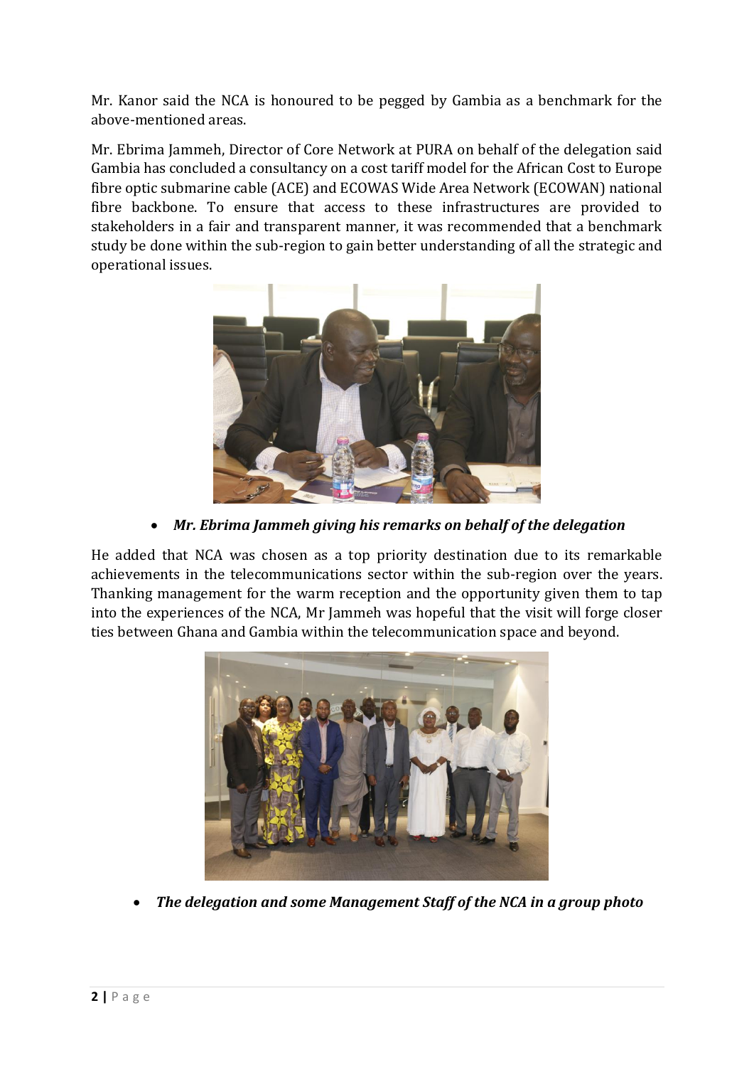Mr. Kanor said the NCA is honoured to be pegged by Gambia as a benchmark for the above-mentioned areas.

Mr. Ebrima Jammeh, Director of Core Network at PURA on behalf of the delegation said Gambia has concluded a consultancy on a cost tariff model for the African Cost to Europe fibre optic submarine cable (ACE) and ECOWAS Wide Area Network (ECOWAN) national fibre backbone. To ensure that access to these infrastructures are provided to stakeholders in a fair and transparent manner, it was recommended that a benchmark study be done within the sub-region to gain better understanding of all the strategic and operational issues.

- ***Mr. Ebrima Jammeh giving his remarks on behalf of the delegation***

He added that NCA was chosen as a top priority destination due to its remarkable achievements in the telecommunications sector within the sub-region over the years. Thanking management for the warm reception and the opportunity given them to tap into the experiences of the NCA, Mr Jammeh was hopeful that the visit will forge closer ties between Ghana and Gambia within the telecommunication space and beyond.

- ***The delegation and some Management Staff of the NCA in a group photo***